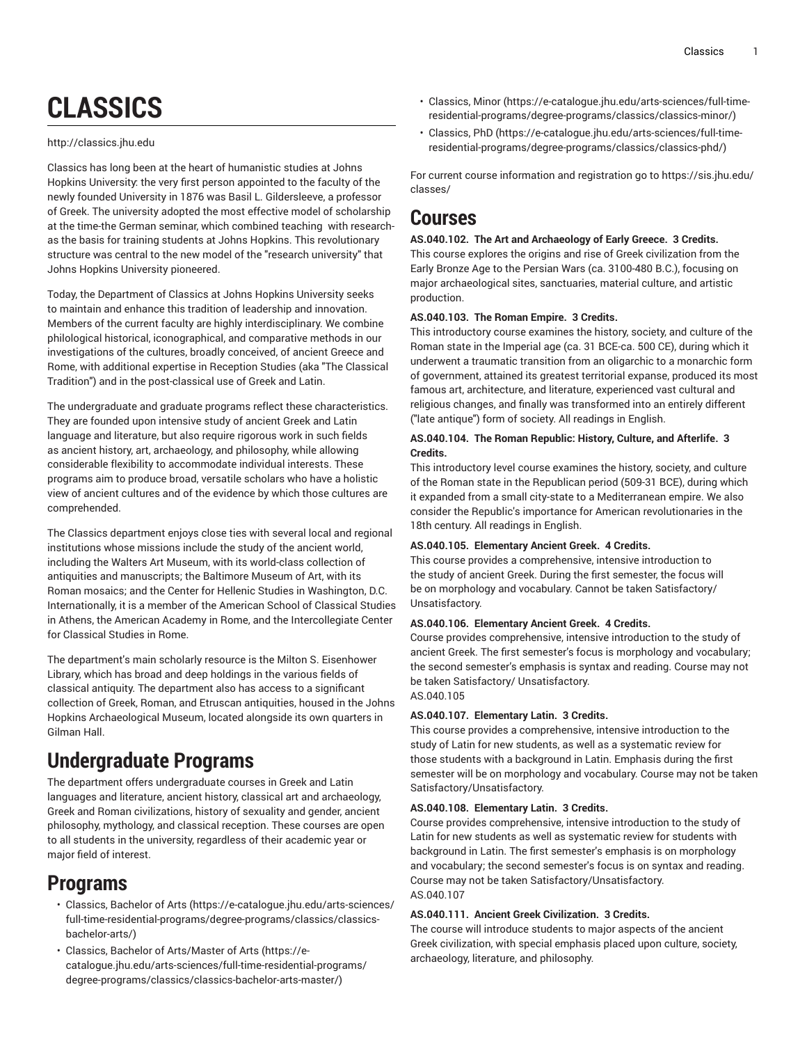# CLASSICS

http://classics.jhu.edu

Classics has long been at the heart of humanistic studies at Johns Hopkins University: the very first person appointed to the faculty of the newly founded University in 1876 was Basil L. Gildersleeve, a professor of Greek. The university adopted the most effective model of scholarship at the time-the German seminar, which combined teaching with research-as the basis for training students at Johns Hopkins. This revolutionary structure was central to the new model of the "research university" that Johns Hopkins University pioneered.

Today, the Department of Classics at Johns Hopkins University seeks to maintain and enhance this tradition of leadership and innovation. Members of the current faculty are highly interdisciplinary. We combine philological historical, iconographical, and comparative methods in our investigations of the cultures, broadly conceived, of ancient Greece and Rome, with additional expertise in Reception Studies (aka "The Classical Tradition") and in the post-classical use of Greek and Latin.

The undergraduate and graduate programs reflect these characteristics. They are founded upon intensive study of ancient Greek and Latin language and literature, but also require rigorous work in such fields as ancient history, art, archaeology, and philosophy, while allowing considerable flexibility to accommodate individual interests. These programs aim to produce broad, versatile scholars who have a holistic view of ancient cultures and of the evidence by which those cultures are comprehended.

The Classics department enjoys close ties with several local and regional institutions whose missions include the study of the ancient world, including the Walters Art Museum, with its world-class collection of antiquities and manuscripts; the Baltimore Museum of Art, with its Roman mosaics; and the Center for Hellenic Studies in Washington, D.C. Internationally, it is a member of the American School of Classical Studies in Athens, the American Academy in Rome, and the Intercollegiate Center for Classical Studies in Rome.

The department's main scholarly resource is the Milton S. Eisenhower Library, which has broad and deep holdings in the various fields of classical antiquity. The department also has access to a significant collection of Greek, Roman, and Etruscan antiquities, housed in the Johns Hopkins Archaeological Museum, located alongside its own quarters in Gilman Hall.

## Undergraduate Programs

The department offers undergraduate courses in Greek and Latin languages and literature, ancient history, classical art and archaeology, Greek and Roman civilizations, history of sexuality and gender, ancient philosophy, mythology, and classical reception. These courses are open to all students in the university, regardless of their academic year or major field of interest.

## Programs

- Classics, Bachelor of Arts (https://e-catalogue.jhu.edu/arts-sciences/full-time-residential-programs/degree-programs/classics/classics-bachelor-arts/)
- Classics, Bachelor of Arts/Master of Arts (https://e-catalogue.jhu.edu/arts-sciences/full-time-residential-programs/degree-programs/classics/classics-bachelor-arts-master/)
- Classics, Minor (https://e-catalogue.jhu.edu/arts-sciences/full-time-residential-programs/degree-programs/classics/classics-minor/)
- Classics, PhD (https://e-catalogue.jhu.edu/arts-sciences/full-time-residential-programs/degree-programs/classics/classics-phd/)

For current course information and registration go to https://sis.jhu.edu/classes/

## Courses

**AS.040.102. The Art and Archaeology of Early Greece. 3 Credits.**
This course explores the origins and rise of Greek civilization from the Early Bronze Age to the Persian Wars (ca. 3100-480 B.C.), focusing on major archaeological sites, sanctuaries, material culture, and artistic production.

**AS.040.103. The Roman Empire. 3 Credits.**
This introductory course examines the history, society, and culture of the Roman state in the Imperial age (ca. 31 BCE-ca. 500 CE), during which it underwent a traumatic transition from an oligarchic to a monarchic form of government, attained its greatest territorial expanse, produced its most famous art, architecture, and literature, experienced vast cultural and religious changes, and finally was transformed into an entirely different ("late antique") form of society. All readings in English.

**AS.040.104. The Roman Republic: History, Culture, and Afterlife. 3 Credits.**
This introductory level course examines the history, society, and culture of the Roman state in the Republican period (509-31 BCE), during which it expanded from a small city-state to a Mediterranean empire. We also consider the Republic's importance for American revolutionaries in the 18th century. All readings in English.

**AS.040.105. Elementary Ancient Greek. 4 Credits.**
This course provides a comprehensive, intensive introduction to the study of ancient Greek. During the first semester, the focus will be on morphology and vocabulary. Cannot be taken Satisfactory/Unsatisfactory.

**AS.040.106. Elementary Ancient Greek. 4 Credits.**
Course provides comprehensive, intensive introduction to the study of ancient Greek. The first semester's focus is morphology and vocabulary; the second semester's emphasis is syntax and reading. Course may not be taken Satisfactory/ Unsatisfactory.
AS.040.105

**AS.040.107. Elementary Latin. 3 Credits.**
This course provides a comprehensive, intensive introduction to the study of Latin for new students, as well as a systematic review for those students with a background in Latin. Emphasis during the first semester will be on morphology and vocabulary. Course may not be taken Satisfactory/Unsatisfactory.

**AS.040.108. Elementary Latin. 3 Credits.**
Course provides comprehensive, intensive introduction to the study of Latin for new students as well as systematic review for students with background in Latin. The first semester's emphasis is on morphology and vocabulary; the second semester's focus is on syntax and reading. Course may not be taken Satisfactory/Unsatisfactory.
AS.040.107

**AS.040.111. Ancient Greek Civilization. 3 Credits.**
The course will introduce students to major aspects of the ancient Greek civilization, with special emphasis placed upon culture, society, archaeology, literature, and philosophy.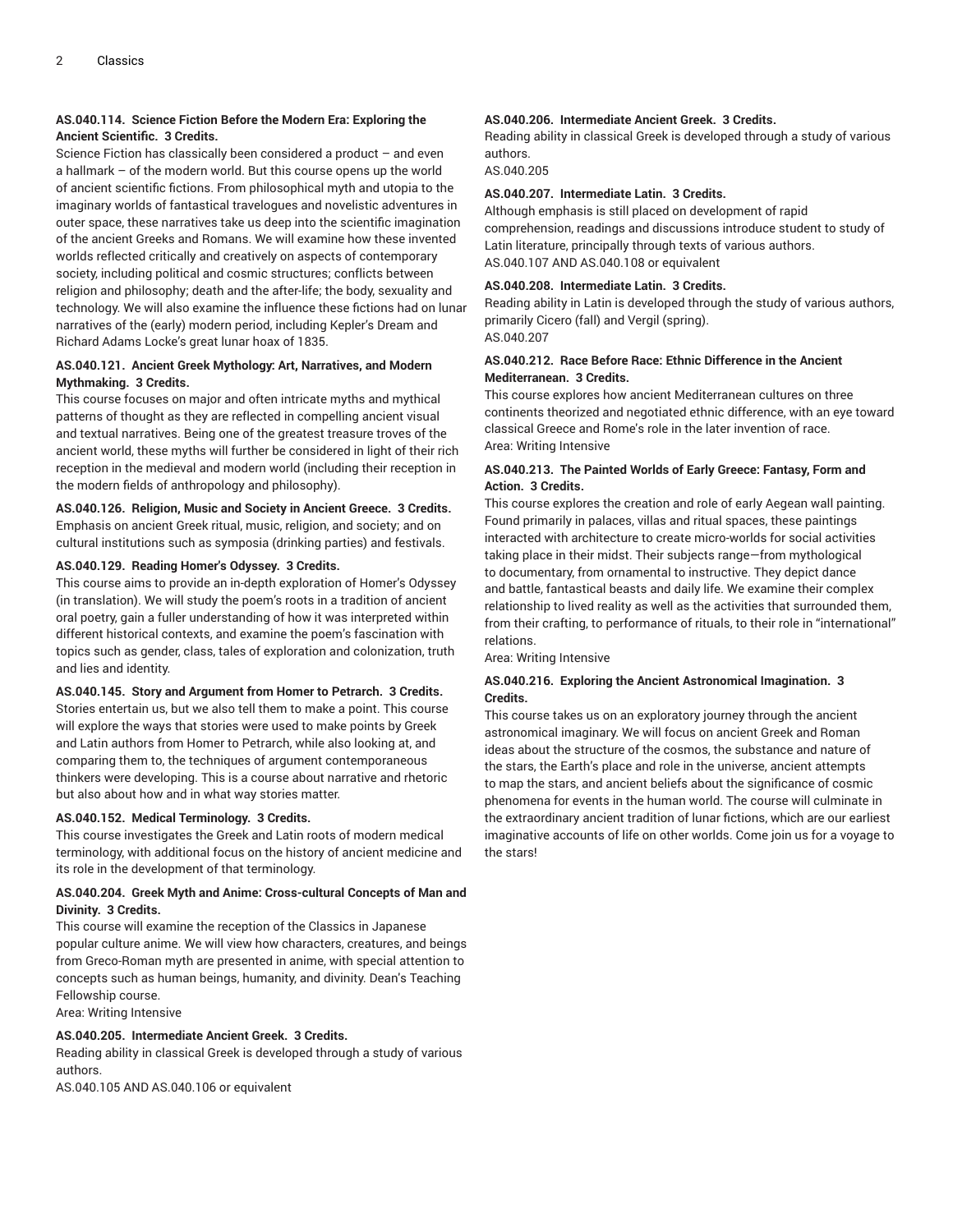**AS.040.114. Science Fiction Before the Modern Era: Exploring the Ancient Scientific. 3 Credits.**

Science Fiction has classically been considered a product – and even a hallmark – of the modern world. But this course opens up the world of ancient scientific fictions. From philosophical myth and utopia to the imaginary worlds of fantastical travelogues and novelistic adventures in outer space, these narratives take us deep into the scientific imagination of the ancient Greeks and Romans. We will examine how these invented worlds reflected critically and creatively on aspects of contemporary society, including political and cosmic structures; conflicts between religion and philosophy; death and the after-life; the body, sexuality and technology. We will also examine the influence these fictions had on lunar narratives of the (early) modern period, including Kepler's Dream and Richard Adams Locke's great lunar hoax of 1835.

**AS.040.121. Ancient Greek Mythology: Art, Narratives, and Modern Mythmaking. 3 Credits.**

This course focuses on major and often intricate myths and mythical patterns of thought as they are reflected in compelling ancient visual and textual narratives. Being one of the greatest treasure troves of the ancient world, these myths will further be considered in light of their rich reception in the medieval and modern world (including their reception in the modern fields of anthropology and philosophy).

**AS.040.126. Religion, Music and Society in Ancient Greece. 3 Credits.**

Emphasis on ancient Greek ritual, music, religion, and society; and on cultural institutions such as symposia (drinking parties) and festivals.

**AS.040.129. Reading Homer's Odyssey. 3 Credits.**

This course aims to provide an in-depth exploration of Homer's Odyssey (in translation). We will study the poem's roots in a tradition of ancient oral poetry, gain a fuller understanding of how it was interpreted within different historical contexts, and examine the poem's fascination with topics such as gender, class, tales of exploration and colonization, truth and lies and identity.

**AS.040.145. Story and Argument from Homer to Petrarch. 3 Credits.**

Stories entertain us, but we also tell them to make a point. This course will explore the ways that stories were used to make points by Greek and Latin authors from Homer to Petrarch, while also looking at, and comparing them to, the techniques of argument contemporaneous thinkers were developing. This is a course about narrative and rhetoric but also about how and in what way stories matter.

**AS.040.152. Medical Terminology. 3 Credits.**

This course investigates the Greek and Latin roots of modern medical terminology, with additional focus on the history of ancient medicine and its role in the development of that terminology.

**AS.040.204. Greek Myth and Anime: Cross-cultural Concepts of Man and Divinity. 3 Credits.**

This course will examine the reception of the Classics in Japanese popular culture anime. We will view how characters, creatures, and beings from Greco-Roman myth are presented in anime, with special attention to concepts such as human beings, humanity, and divinity. Dean's Teaching Fellowship course.

Area: Writing Intensive

**AS.040.205. Intermediate Ancient Greek. 3 Credits.**

Reading ability in classical Greek is developed through a study of various authors.

AS.040.105 AND AS.040.106 or equivalent

**AS.040.206. Intermediate Ancient Greek. 3 Credits.**

Reading ability in classical Greek is developed through a study of various authors.

AS.040.205

**AS.040.207. Intermediate Latin. 3 Credits.**

Although emphasis is still placed on development of rapid comprehension, readings and discussions introduce student to study of Latin literature, principally through texts of various authors.

AS.040.107 AND AS.040.108 or equivalent

**AS.040.208. Intermediate Latin. 3 Credits.**

Reading ability in Latin is developed through the study of various authors, primarily Cicero (fall) and Vergil (spring).

AS.040.207

**AS.040.212. Race Before Race: Ethnic Difference in the Ancient Mediterranean. 3 Credits.**

This course explores how ancient Mediterranean cultures on three continents theorized and negotiated ethnic difference, with an eye toward classical Greece and Rome's role in the later invention of race.

Area: Writing Intensive

**AS.040.213. The Painted Worlds of Early Greece: Fantasy, Form and Action. 3 Credits.**

This course explores the creation and role of early Aegean wall painting. Found primarily in palaces, villas and ritual spaces, these paintings interacted with architecture to create micro-worlds for social activities taking place in their midst. Their subjects range—from mythological to documentary, from ornamental to instructive. They depict dance and battle, fantastical beasts and daily life. We examine their complex relationship to lived reality as well as the activities that surrounded them, from their crafting, to performance of rituals, to their role in "international" relations.

Area: Writing Intensive

**AS.040.216. Exploring the Ancient Astronomical Imagination. 3 Credits.**

This course takes us on an exploratory journey through the ancient astronomical imaginary. We will focus on ancient Greek and Roman ideas about the structure of the cosmos, the substance and nature of the stars, the Earth's place and role in the universe, ancient attempts to map the stars, and ancient beliefs about the significance of cosmic phenomena for events in the human world. The course will culminate in the extraordinary ancient tradition of lunar fictions, which are our earliest imaginative accounts of life on other worlds. Come join us for a voyage to the stars!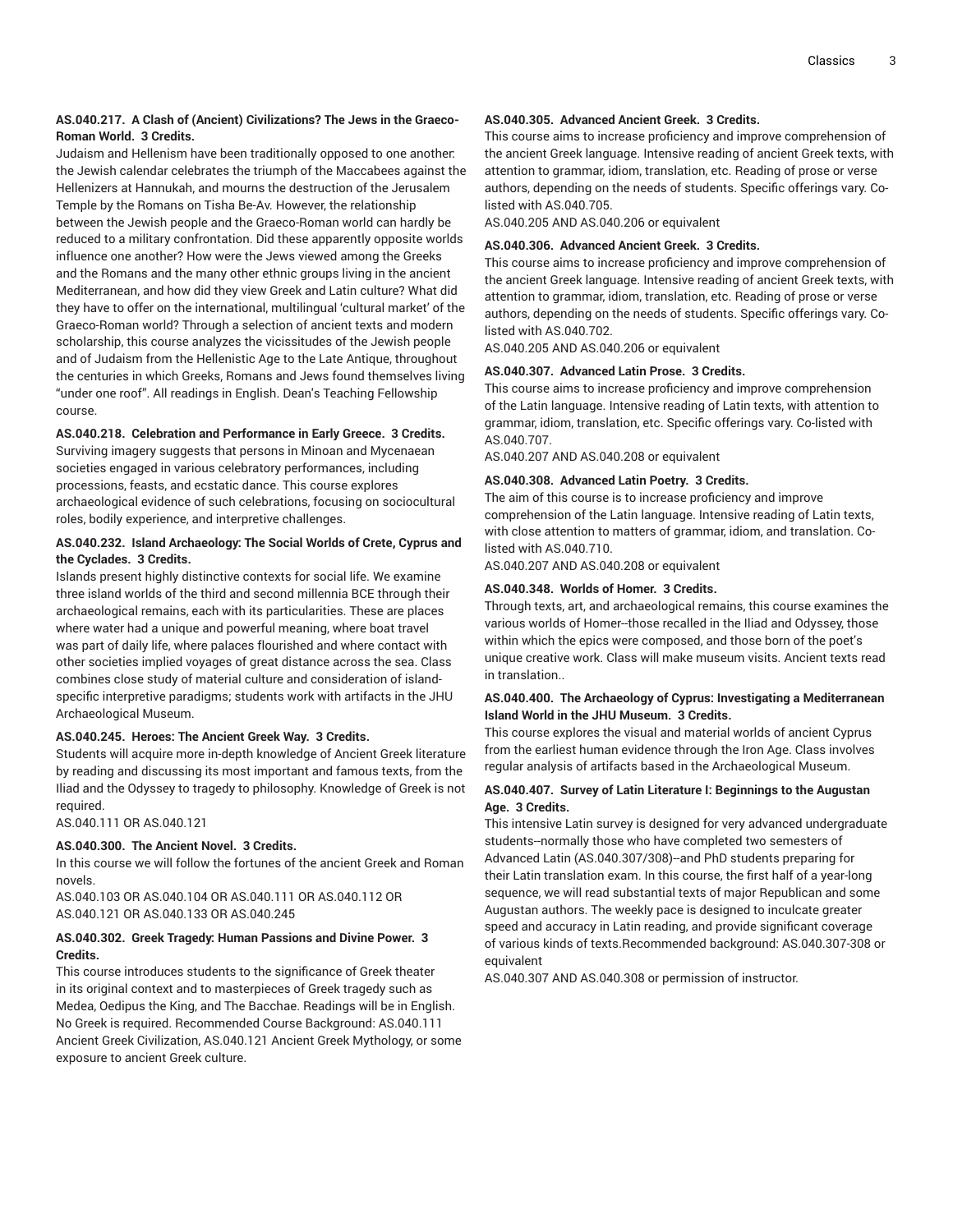**AS.040.217. A Clash of (Ancient) Civilizations? The Jews in the Graeco-Roman World. 3 Credits.**

Judaism and Hellenism have been traditionally opposed to one another: the Jewish calendar celebrates the triumph of the Maccabees against the Hellenizers at Hannukah, and mourns the destruction of the Jerusalem Temple by the Romans on Tisha Be-Av. However, the relationship between the Jewish people and the Graeco-Roman world can hardly be reduced to a military confrontation. Did these apparently opposite worlds influence one another? How were the Jews viewed among the Greeks and the Romans and the many other ethnic groups living in the ancient Mediterranean, and how did they view Greek and Latin culture? What did they have to offer on the international, multilingual 'cultural market' of the Graeco-Roman world? Through a selection of ancient texts and modern scholarship, this course analyzes the vicissitudes of the Jewish people and of Judaism from the Hellenistic Age to the Late Antique, throughout the centuries in which Greeks, Romans and Jews found themselves living "under one roof". All readings in English. Dean's Teaching Fellowship course.

**AS.040.218. Celebration and Performance in Early Greece. 3 Credits.**

Surviving imagery suggests that persons in Minoan and Mycenaean societies engaged in various celebratory performances, including processions, feasts, and ecstatic dance. This course explores archaeological evidence of such celebrations, focusing on sociocultural roles, bodily experience, and interpretive challenges.

**AS.040.232. Island Archaeology: The Social Worlds of Crete, Cyprus and the Cyclades. 3 Credits.**

Islands present highly distinctive contexts for social life. We examine three island worlds of the third and second millennia BCE through their archaeological remains, each with its particularities. These are places where water had a unique and powerful meaning, where boat travel was part of daily life, where palaces flourished and where contact with other societies implied voyages of great distance across the sea. Class combines close study of material culture and consideration of island-specific interpretive paradigms; students work with artifacts in the JHU Archaeological Museum.

**AS.040.245. Heroes: The Ancient Greek Way. 3 Credits.**

Students will acquire more in-depth knowledge of Ancient Greek literature by reading and discussing its most important and famous texts, from the Iliad and the Odyssey to tragedy to philosophy. Knowledge of Greek is not required.

AS.040.111 OR AS.040.121

**AS.040.300. The Ancient Novel. 3 Credits.**

In this course we will follow the fortunes of the ancient Greek and Roman novels.

AS.040.103 OR AS.040.104 OR AS.040.111 OR AS.040.112 OR AS.040.121 OR AS.040.133 OR AS.040.245

**AS.040.302. Greek Tragedy: Human Passions and Divine Power. 3 Credits.**

This course introduces students to the significance of Greek theater in its original context and to masterpieces of Greek tragedy such as Medea, Oedipus the King, and The Bacchae. Readings will be in English. No Greek is required. Recommended Course Background: AS.040.111 Ancient Greek Civilization, AS.040.121 Ancient Greek Mythology, or some exposure to ancient Greek culture.

**AS.040.305. Advanced Ancient Greek. 3 Credits.**

This course aims to increase proficiency and improve comprehension of the ancient Greek language. Intensive reading of ancient Greek texts, with attention to grammar, idiom, translation, etc. Reading of prose or verse authors, depending on the needs of students. Specific offerings vary. Co-listed with AS.040.705.

AS.040.205 AND AS.040.206 or equivalent

**AS.040.306. Advanced Ancient Greek. 3 Credits.**

This course aims to increase proficiency and improve comprehension of the ancient Greek language. Intensive reading of ancient Greek texts, with attention to grammar, idiom, translation, etc. Reading of prose or verse authors, depending on the needs of students. Specific offerings vary. Co-listed with AS.040.702.

AS.040.205 AND AS.040.206 or equivalent

**AS.040.307. Advanced Latin Prose. 3 Credits.**

This course aims to increase proficiency and improve comprehension of the Latin language. Intensive reading of Latin texts, with attention to grammar, idiom, translation, etc. Specific offerings vary. Co-listed with AS.040.707.

AS.040.207 AND AS.040.208 or equivalent

**AS.040.308. Advanced Latin Poetry. 3 Credits.**

The aim of this course is to increase proficiency and improve comprehension of the Latin language. Intensive reading of Latin texts, with close attention to matters of grammar, idiom, and translation. Co-listed with AS.040.710.

AS.040.207 AND AS.040.208 or equivalent

**AS.040.348. Worlds of Homer. 3 Credits.**

Through texts, art, and archaeological remains, this course examines the various worlds of Homer--those recalled in the Iliad and Odyssey, those within which the epics were composed, and those born of the poet's unique creative work. Class will make museum visits. Ancient texts read in translation..

**AS.040.400. The Archaeology of Cyprus: Investigating a Mediterranean Island World in the JHU Museum. 3 Credits.**

This course explores the visual and material worlds of ancient Cyprus from the earliest human evidence through the Iron Age. Class involves regular analysis of artifacts based in the Archaeological Museum.

**AS.040.407. Survey of Latin Literature I: Beginnings to the Augustan Age. 3 Credits.**

This intensive Latin survey is designed for very advanced undergraduate students--normally those who have completed two semesters of Advanced Latin (AS.040.307/308)--and PhD students preparing for their Latin translation exam. In this course, the first half of a year-long sequence, we will read substantial texts of major Republican and some Augustan authors. The weekly pace is designed to inculcate greater speed and accuracy in Latin reading, and provide significant coverage of various kinds of texts.Recommended background: AS.040.307-308 or equivalent

AS.040.307 AND AS.040.308 or permission of instructor.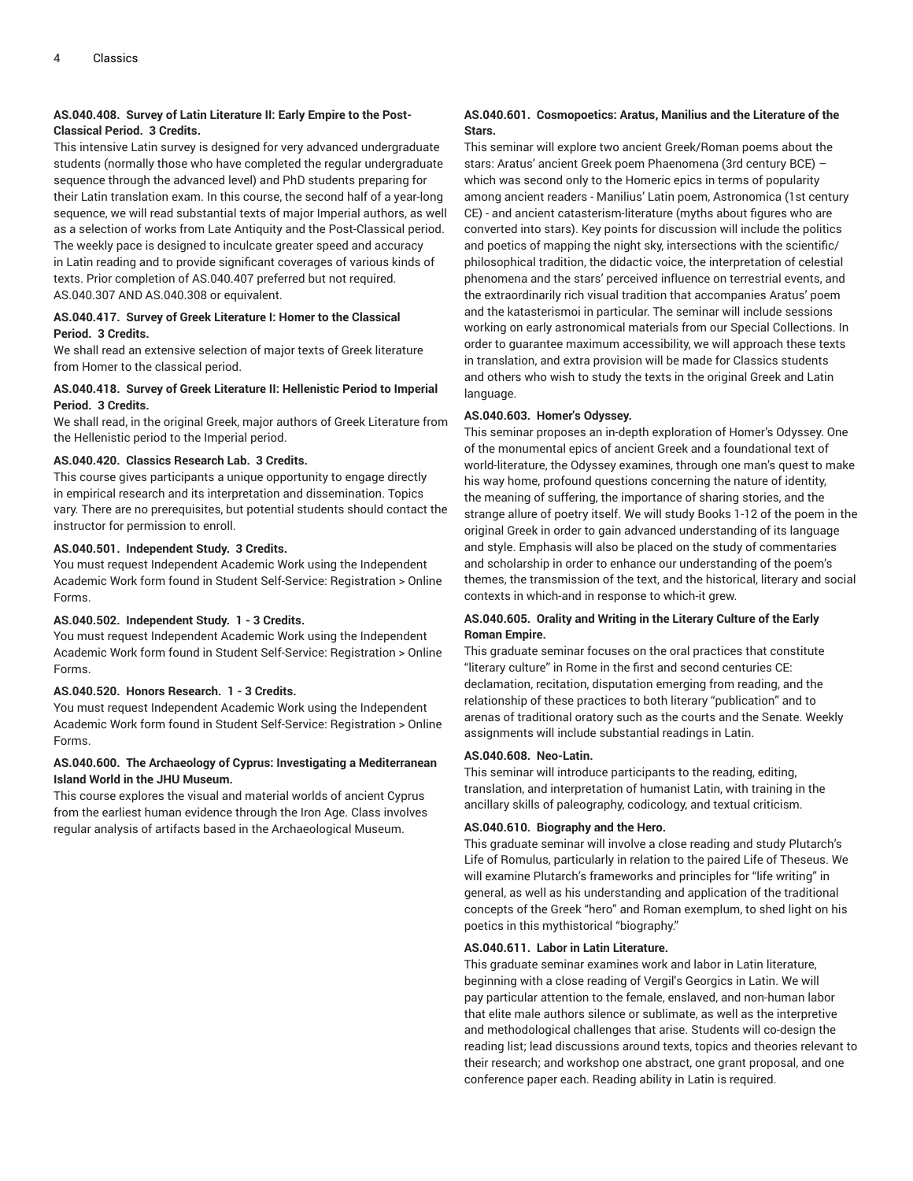**AS.040.408. Survey of Latin Literature II: Early Empire to the Post-Classical Period. 3 Credits.**

This intensive Latin survey is designed for very advanced undergraduate students (normally those who have completed the regular undergraduate sequence through the advanced level) and PhD students preparing for their Latin translation exam. In this course, the second half of a year-long sequence, we will read substantial texts of major Imperial authors, as well as a selection of works from Late Antiquity and the Post-Classical period. The weekly pace is designed to inculcate greater speed and accuracy in Latin reading and to provide significant coverages of various kinds of texts. Prior completion of AS.040.407 preferred but not required.
AS.040.307 AND AS.040.308 or equivalent.

**AS.040.417. Survey of Greek Literature I: Homer to the Classical Period. 3 Credits.**

We shall read an extensive selection of major texts of Greek literature from Homer to the classical period.

**AS.040.418. Survey of Greek Literature II: Hellenistic Period to Imperial Period. 3 Credits.**

We shall read, in the original Greek, major authors of Greek Literature from the Hellenistic period to the Imperial period.

**AS.040.420. Classics Research Lab. 3 Credits.**

This course gives participants a unique opportunity to engage directly in empirical research and its interpretation and dissemination. Topics vary. There are no prerequisites, but potential students should contact the instructor for permission to enroll.

**AS.040.501. Independent Study. 3 Credits.**

You must request Independent Academic Work using the Independent Academic Work form found in Student Self-Service: Registration > Online Forms.

**AS.040.502. Independent Study. 1 - 3 Credits.**

You must request Independent Academic Work using the Independent Academic Work form found in Student Self-Service: Registration > Online Forms.

**AS.040.520. Honors Research. 1 - 3 Credits.**

You must request Independent Academic Work using the Independent Academic Work form found in Student Self-Service: Registration > Online Forms.

**AS.040.600. The Archaeology of Cyprus: Investigating a Mediterranean Island World in the JHU Museum.**

This course explores the visual and material worlds of ancient Cyprus from the earliest human evidence through the Iron Age. Class involves regular analysis of artifacts based in the Archaeological Museum.

**AS.040.601. Cosmopoetics: Aratus, Manilius and the Literature of the Stars.**

This seminar will explore two ancient Greek/Roman poems about the stars: Aratus' ancient Greek poem Phaenomena (3rd century BCE) – which was second only to the Homeric epics in terms of popularity among ancient readers - Manilius' Latin poem, Astronomica (1st century CE) - and ancient catasterism-literature (myths about figures who are converted into stars). Key points for discussion will include the politics and poetics of mapping the night sky, intersections with the scientific/ philosophical tradition, the didactic voice, the interpretation of celestial phenomena and the stars' perceived influence on terrestrial events, and the extraordinarily rich visual tradition that accompanies Aratus' poem and the katasterismoi in particular. The seminar will include sessions working on early astronomical materials from our Special Collections. In order to guarantee maximum accessibility, we will approach these texts in translation, and extra provision will be made for Classics students and others who wish to study the texts in the original Greek and Latin language.

**AS.040.603. Homer's Odyssey.**

This seminar proposes an in-depth exploration of Homer's Odyssey. One of the monumental epics of ancient Greek and a foundational text of world-literature, the Odyssey examines, through one man's quest to make his way home, profound questions concerning the nature of identity, the meaning of suffering, the importance of sharing stories, and the strange allure of poetry itself. We will study Books 1-12 of the poem in the original Greek in order to gain advanced understanding of its language and style. Emphasis will also be placed on the study of commentaries and scholarship in order to enhance our understanding of the poem's themes, the transmission of the text, and the historical, literary and social contexts in which-and in response to which-it grew.

**AS.040.605. Orality and Writing in the Literary Culture of the Early Roman Empire.**

This graduate seminar focuses on the oral practices that constitute "literary culture" in Rome in the first and second centuries CE: declamation, recitation, disputation emerging from reading, and the relationship of these practices to both literary "publication" and to arenas of traditional oratory such as the courts and the Senate. Weekly assignments will include substantial readings in Latin.

**AS.040.608. Neo-Latin.**

This seminar will introduce participants to the reading, editing, translation, and interpretation of humanist Latin, with training in the ancillary skills of paleography, codicology, and textual criticism.

**AS.040.610. Biography and the Hero.**

This graduate seminar will involve a close reading and study Plutarch's Life of Romulus, particularly in relation to the paired Life of Theseus. We will examine Plutarch's frameworks and principles for "life writing" in general, as well as his understanding and application of the traditional concepts of the Greek "hero" and Roman exemplum, to shed light on his poetics in this mythistorical "biography."

**AS.040.611. Labor in Latin Literature.**

This graduate seminar examines work and labor in Latin literature, beginning with a close reading of Vergil's Georgics in Latin. We will pay particular attention to the female, enslaved, and non-human labor that elite male authors silence or sublimate, as well as the interpretive and methodological challenges that arise. Students will co-design the reading list; lead discussions around texts, topics and theories relevant to their research; and workshop one abstract, one grant proposal, and one conference paper each. Reading ability in Latin is required.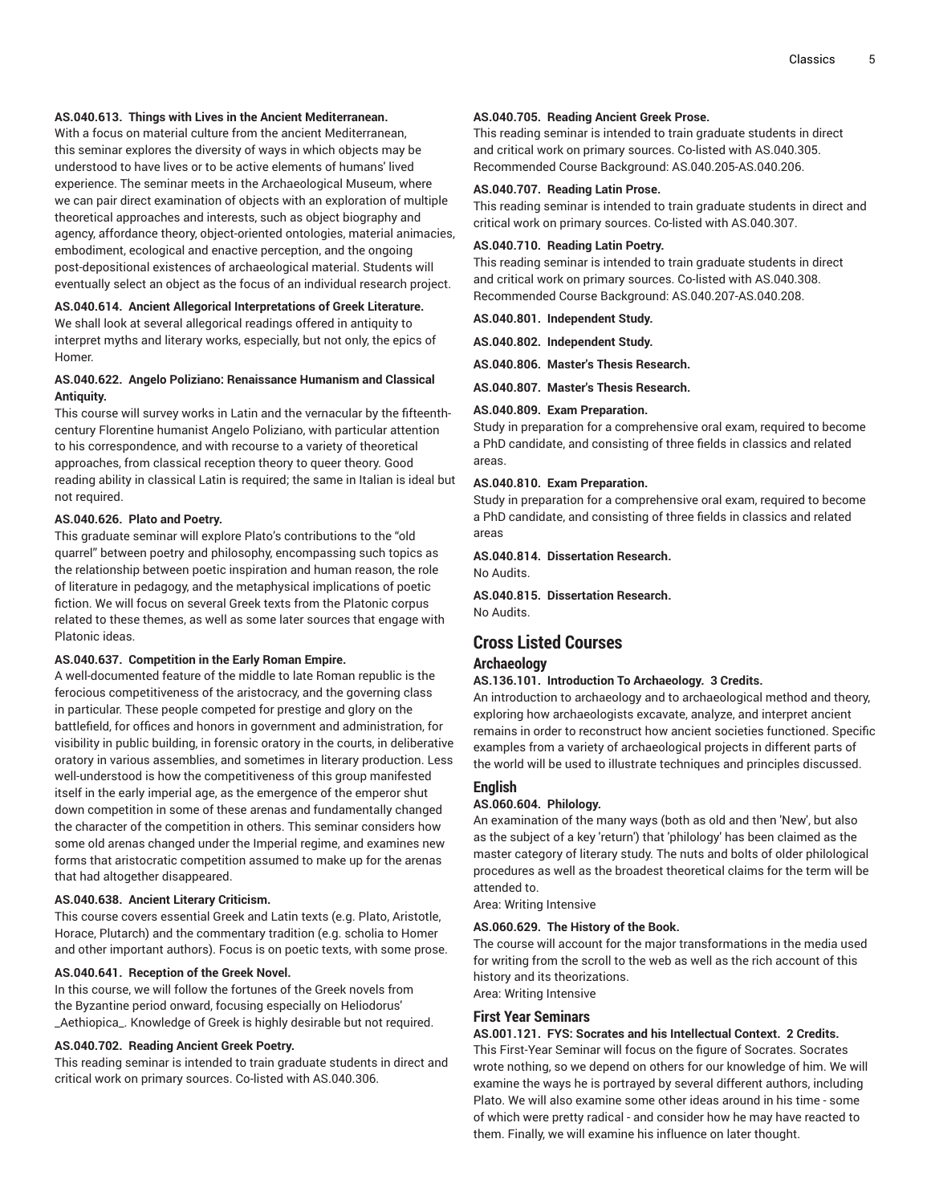**AS.040.613. Things with Lives in the Ancient Mediterranean.**
With a focus on material culture from the ancient Mediterranean, this seminar explores the diversity of ways in which objects may be understood to have lives or to be active elements of humans' lived experience. The seminar meets in the Archaeological Museum, where we can pair direct examination of objects with an exploration of multiple theoretical approaches and interests, such as object biography and agency, affordance theory, object-oriented ontologies, material animacies, embodiment, ecological and enactive perception, and the ongoing post-depositional existences of archaeological material. Students will eventually select an object as the focus of an individual research project.

**AS.040.614. Ancient Allegorical Interpretations of Greek Literature.**
We shall look at several allegorical readings offered in antiquity to interpret myths and literary works, especially, but not only, the epics of Homer.

**AS.040.622. Angelo Poliziano: Renaissance Humanism and Classical Antiquity.**
This course will survey works in Latin and the vernacular by the fifteenth-century Florentine humanist Angelo Poliziano, with particular attention to his correspondence, and with recourse to a variety of theoretical approaches, from classical reception theory to queer theory. Good reading ability in classical Latin is required; the same in Italian is ideal but not required.

**AS.040.626. Plato and Poetry.**
This graduate seminar will explore Plato's contributions to the "old quarrel" between poetry and philosophy, encompassing such topics as the relationship between poetic inspiration and human reason, the role of literature in pedagogy, and the metaphysical implications of poetic fiction. We will focus on several Greek texts from the Platonic corpus related to these themes, as well as some later sources that engage with Platonic ideas.

**AS.040.637. Competition in the Early Roman Empire.**
A well-documented feature of the middle to late Roman republic is the ferocious competitiveness of the aristocracy, and the governing class in particular. These people competed for prestige and glory on the battlefield, for offices and honors in government and administration, for visibility in public building, in forensic oratory in the courts, in deliberative oratory in various assemblies, and sometimes in literary production. Less well-understood is how the competitiveness of this group manifested itself in the early imperial age, as the emergence of the emperor shut down competition in some of these arenas and fundamentally changed the character of the competition in others. This seminar considers how some old arenas changed under the Imperial regime, and examines new forms that aristocratic competition assumed to make up for the arenas that had altogether disappeared.

**AS.040.638. Ancient Literary Criticism.**
This course covers essential Greek and Latin texts (e.g. Plato, Aristotle, Horace, Plutarch) and the commentary tradition (e.g. scholia to Homer and other important authors). Focus is on poetic texts, with some prose.

**AS.040.641. Reception of the Greek Novel.**
In this course, we will follow the fortunes of the Greek novels from the Byzantine period onward, focusing especially on Heliodorus' _Aethiopica_. Knowledge of Greek is highly desirable but not required.

**AS.040.702. Reading Ancient Greek Poetry.**
This reading seminar is intended to train graduate students in direct and critical work on primary sources. Co-listed with AS.040.306.

**AS.040.705. Reading Ancient Greek Prose.**
This reading seminar is intended to train graduate students in direct and critical work on primary sources. Co-listed with AS.040.305. Recommended Course Background: AS.040.205-AS.040.206.

**AS.040.707. Reading Latin Prose.**
This reading seminar is intended to train graduate students in direct and critical work on primary sources. Co-listed with AS.040.307.

**AS.040.710. Reading Latin Poetry.**
This reading seminar is intended to train graduate students in direct and critical work on primary sources. Co-listed with AS.040.308. Recommended Course Background: AS.040.207-AS.040.208.

**AS.040.801. Independent Study.**

**AS.040.802. Independent Study.**

**AS.040.806. Master's Thesis Research.**

**AS.040.807. Master's Thesis Research.**

**AS.040.809. Exam Preparation.**
Study in preparation for a comprehensive oral exam, required to become a PhD candidate, and consisting of three fields in classics and related areas.

**AS.040.810. Exam Preparation.**
Study in preparation for a comprehensive oral exam, required to become a PhD candidate, and consisting of three fields in classics and related areas

**AS.040.814. Dissertation Research.**
No Audits.

**AS.040.815. Dissertation Research.**
No Audits.

## Cross Listed Courses

### Archaeology

**AS.136.101. Introduction To Archaeology. 3 Credits.**
An introduction to archaeology and to archaeological method and theory, exploring how archaeologists excavate, analyze, and interpret ancient remains in order to reconstruct how ancient societies functioned. Specific examples from a variety of archaeological projects in different parts of the world will be used to illustrate techniques and principles discussed.

### English

**AS.060.604. Philology.**
An examination of the many ways (both as old and then 'New', but also as the subject of a key 'return') that 'philology' has been claimed as the master category of literary study. The nuts and bolts of older philological procedures as well as the broadest theoretical claims for the term will be attended to.
Area: Writing Intensive

**AS.060.629. The History of the Book.**
The course will account for the major transformations in the media used for writing from the scroll to the web as well as the rich account of this history and its theorizations.
Area: Writing Intensive

### First Year Seminars

**AS.001.121. FYS: Socrates and his Intellectual Context. 2 Credits.**
This First-Year Seminar will focus on the figure of Socrates. Socrates wrote nothing, so we depend on others for our knowledge of him. We will examine the ways he is portrayed by several different authors, including Plato. We will also examine some other ideas around in his time - some of which were pretty radical - and consider how he may have reacted to them. Finally, we will examine his influence on later thought.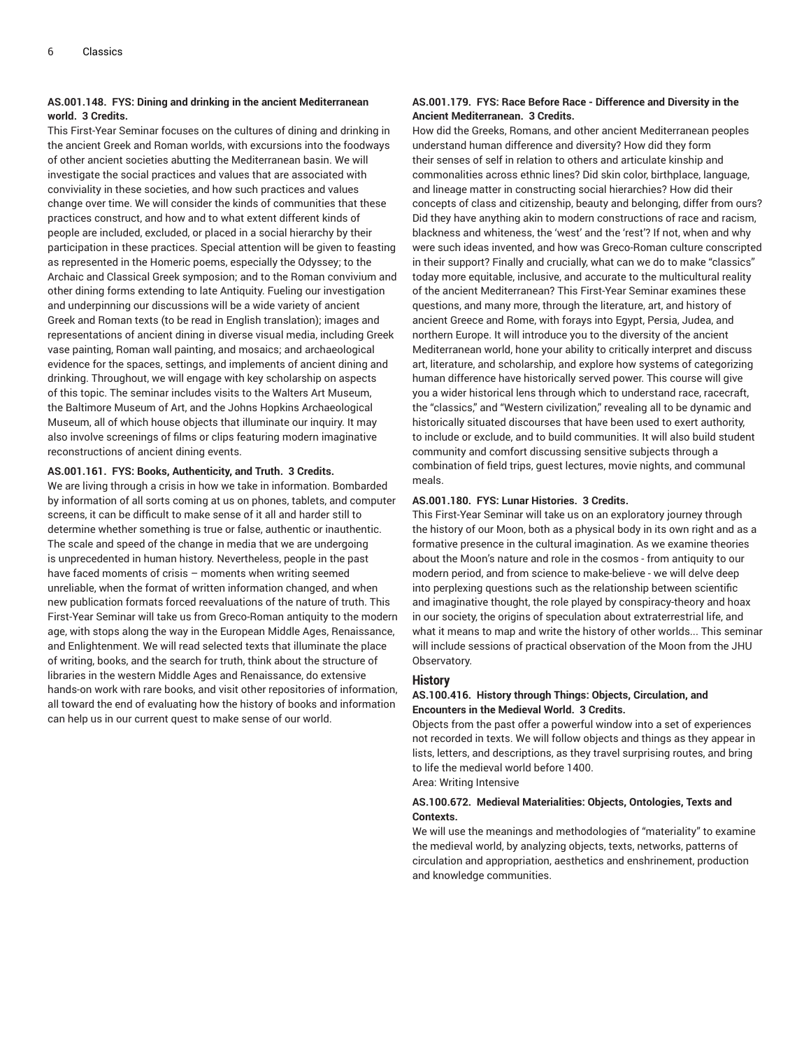**AS.001.148. FYS: Dining and drinking in the ancient Mediterranean world. 3 Credits.**

This First-Year Seminar focuses on the cultures of dining and drinking in the ancient Greek and Roman worlds, with excursions into the foodways of other ancient societies abutting the Mediterranean basin. We will investigate the social practices and values that are associated with conviviality in these societies, and how such practices and values change over time. We will consider the kinds of communities that these practices construct, and how and to what extent different kinds of people are included, excluded, or placed in a social hierarchy by their participation in these practices. Special attention will be given to feasting as represented in the Homeric poems, especially the Odyssey; to the Archaic and Classical Greek symposion; and to the Roman convivium and other dining forms extending to late Antiquity. Fueling our investigation and underpinning our discussions will be a wide variety of ancient Greek and Roman texts (to be read in English translation); images and representations of ancient dining in diverse visual media, including Greek vase painting, Roman wall painting, and mosaics; and archaeological evidence for the spaces, settings, and implements of ancient dining and drinking. Throughout, we will engage with key scholarship on aspects of this topic. The seminar includes visits to the Walters Art Museum, the Baltimore Museum of Art, and the Johns Hopkins Archaeological Museum, all of which house objects that illuminate our inquiry. It may also involve screenings of films or clips featuring modern imaginative reconstructions of ancient dining events.

**AS.001.161. FYS: Books, Authenticity, and Truth. 3 Credits.**

We are living through a crisis in how we take in information. Bombarded by information of all sorts coming at us on phones, tablets, and computer screens, it can be difficult to make sense of it all and harder still to determine whether something is true or false, authentic or inauthentic. The scale and speed of the change in media that we are undergoing is unprecedented in human history. Nevertheless, people in the past have faced moments of crisis – moments when writing seemed unreliable, when the format of written information changed, and when new publication formats forced reevaluations of the nature of truth. This First-Year Seminar will take us from Greco-Roman antiquity to the modern age, with stops along the way in the European Middle Ages, Renaissance, and Enlightenment. We will read selected texts that illuminate the place of writing, books, and the search for truth, think about the structure of libraries in the western Middle Ages and Renaissance, do extensive hands-on work with rare books, and visit other repositories of information, all toward the end of evaluating how the history of books and information can help us in our current quest to make sense of our world.

**AS.001.179. FYS: Race Before Race - Difference and Diversity in the Ancient Mediterranean. 3 Credits.**

How did the Greeks, Romans, and other ancient Mediterranean peoples understand human difference and diversity? How did they form their senses of self in relation to others and articulate kinship and commonalities across ethnic lines? Did skin color, birthplace, language, and lineage matter in constructing social hierarchies? How did their concepts of class and citizenship, beauty and belonging, differ from ours? Did they have anything akin to modern constructions of race and racism, blackness and whiteness, the 'west' and the 'rest'? If not, when and why were such ideas invented, and how was Greco-Roman culture conscripted in their support? Finally and crucially, what can we do to make "classics" today more equitable, inclusive, and accurate to the multicultural reality of the ancient Mediterranean? This First-Year Seminar examines these questions, and many more, through the literature, art, and history of ancient Greece and Rome, with forays into Egypt, Persia, Judea, and northern Europe. It will introduce you to the diversity of the ancient Mediterranean world, hone your ability to critically interpret and discuss art, literature, and scholarship, and explore how systems of categorizing human difference have historically served power. This course will give you a wider historical lens through which to understand race, racecraft, the "classics," and "Western civilization," revealing all to be dynamic and historically situated discourses that have been used to exert authority, to include or exclude, and to build communities. It will also build student community and comfort discussing sensitive subjects through a combination of field trips, guest lectures, movie nights, and communal meals.

**AS.001.180. FYS: Lunar Histories. 3 Credits.**

This First-Year Seminar will take us on an exploratory journey through the history of our Moon, both as a physical body in its own right and as a formative presence in the cultural imagination. As we examine theories about the Moon's nature and role in the cosmos - from antiquity to our modern period, and from science to make-believe - we will delve deep into perplexing questions such as the relationship between scientific and imaginative thought, the role played by conspiracy-theory and hoax in our society, the origins of speculation about extraterrestrial life, and what it means to map and write the history of other worlds... This seminar will include sessions of practical observation of the Moon from the JHU Observatory.

## History

**AS.100.416. History through Things: Objects, Circulation, and Encounters in the Medieval World. 3 Credits.**

Objects from the past offer a powerful window into a set of experiences not recorded in texts. We will follow objects and things as they appear in lists, letters, and descriptions, as they travel surprising routes, and bring to life the medieval world before 1400.

Area: Writing Intensive

**AS.100.672. Medieval Materialities: Objects, Ontologies, Texts and Contexts.**

We will use the meanings and methodologies of "materiality" to examine the medieval world, by analyzing objects, texts, networks, patterns of circulation and appropriation, aesthetics and enshrinement, production and knowledge communities.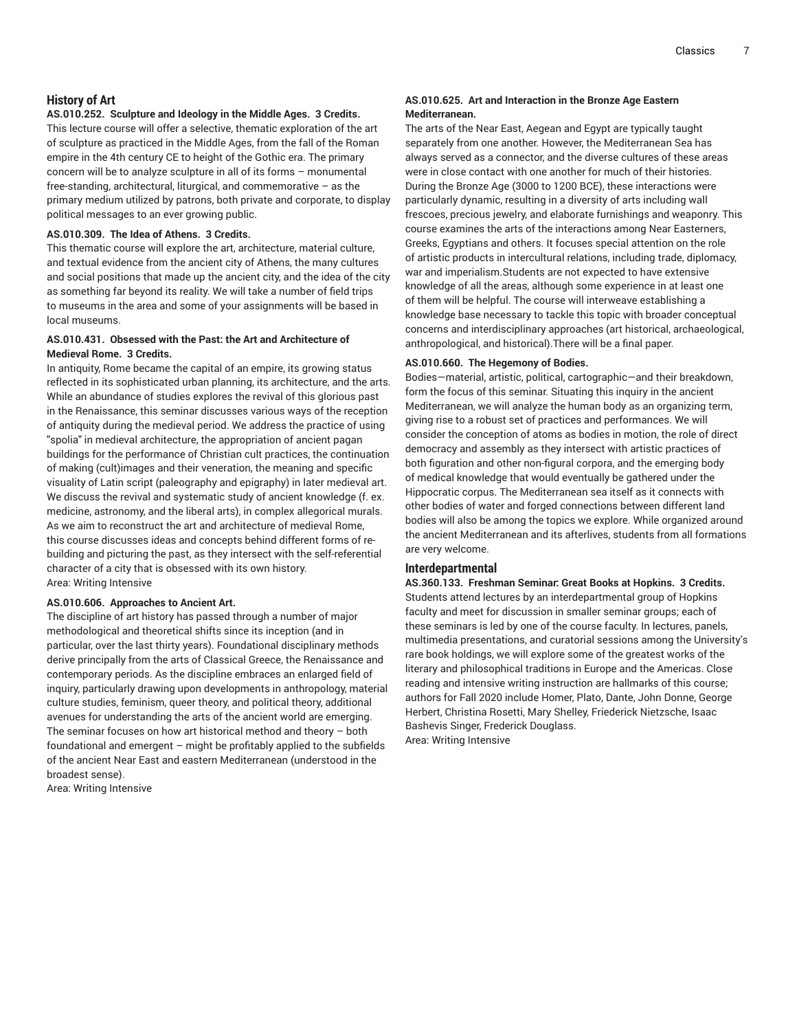## History of Art

**AS.010.252. Sculpture and Ideology in the Middle Ages. 3 Credits.**

This lecture course will offer a selective, thematic exploration of the art of sculpture as practiced in the Middle Ages, from the fall of the Roman empire in the 4th century CE to height of the Gothic era. The primary concern will be to analyze sculpture in all of its forms – monumental free-standing, architectural, liturgical, and commemorative – as the primary medium utilized by patrons, both private and corporate, to display political messages to an ever growing public.

**AS.010.309. The Idea of Athens. 3 Credits.**

This thematic course will explore the art, architecture, material culture, and textual evidence from the ancient city of Athens, the many cultures and social positions that made up the ancient city, and the idea of the city as something far beyond its reality. We will take a number of field trips to museums in the area and some of your assignments will be based in local museums.

**AS.010.431. Obsessed with the Past: the Art and Architecture of Medieval Rome. 3 Credits.**

In antiquity, Rome became the capital of an empire, its growing status reflected in its sophisticated urban planning, its architecture, and the arts. While an abundance of studies explores the revival of this glorious past in the Renaissance, this seminar discusses various ways of the reception of antiquity during the medieval period. We address the practice of using "spolia" in medieval architecture, the appropriation of ancient pagan buildings for the performance of Christian cult practices, the continuation of making (cult)images and their veneration, the meaning and specific visuality of Latin script (paleography and epigraphy) in later medieval art. We discuss the revival and systematic study of ancient knowledge (f. ex. medicine, astronomy, and the liberal arts), in complex allegorical murals. As we aim to reconstruct the art and architecture of medieval Rome, this course discusses ideas and concepts behind different forms of re-building and picturing the past, as they intersect with the self-referential character of a city that is obsessed with its own history.
Area: Writing Intensive

**AS.010.606. Approaches to Ancient Art.**

The discipline of art history has passed through a number of major methodological and theoretical shifts since its inception (and in particular, over the last thirty years). Foundational disciplinary methods derive principally from the arts of Classical Greece, the Renaissance and contemporary periods. As the discipline embraces an enlarged field of inquiry, particularly drawing upon developments in anthropology, material culture studies, feminism, queer theory, and political theory, additional avenues for understanding the arts of the ancient world are emerging. The seminar focuses on how art historical method and theory – both foundational and emergent – might be profitably applied to the subfields of the ancient Near East and eastern Mediterranean (understood in the broadest sense).
Area: Writing Intensive

**AS.010.625. Art and Interaction in the Bronze Age Eastern Mediterranean.**

The arts of the Near East, Aegean and Egypt are typically taught separately from one another. However, the Mediterranean Sea has always served as a connector, and the diverse cultures of these areas were in close contact with one another for much of their histories. During the Bronze Age (3000 to 1200 BCE), these interactions were particularly dynamic, resulting in a diversity of arts including wall frescoes, precious jewelry, and elaborate furnishings and weaponry. This course examines the arts of the interactions among Near Easterners, Greeks, Egyptians and others. It focuses special attention on the role of artistic products in intercultural relations, including trade, diplomacy, war and imperialism.Students are not expected to have extensive knowledge of all the areas, although some experience in at least one of them will be helpful. The course will interweave establishing a knowledge base necessary to tackle this topic with broader conceptual concerns and interdisciplinary approaches (art historical, archaeological, anthropological, and historical).There will be a final paper.

**AS.010.660. The Hegemony of Bodies.**

Bodies—material, artistic, political, cartographic—and their breakdown, form the focus of this seminar. Situating this inquiry in the ancient Mediterranean, we will analyze the human body as an organizing term, giving rise to a robust set of practices and performances. We will consider the conception of atoms as bodies in motion, the role of direct democracy and assembly as they intersect with artistic practices of both figuration and other non-figural corpora, and the emerging body of medical knowledge that would eventually be gathered under the Hippocratic corpus. The Mediterranean sea itself as it connects with other bodies of water and forged connections between different land bodies will also be among the topics we explore. While organized around the ancient Mediterranean and its afterlives, students from all formations are very welcome.

## Interdepartmental

**AS.360.133. Freshman Seminar: Great Books at Hopkins. 3 Credits.**

Students attend lectures by an interdepartmental group of Hopkins faculty and meet for discussion in smaller seminar groups; each of these seminars is led by one of the course faculty. In lectures, panels, multimedia presentations, and curatorial sessions among the University's rare book holdings, we will explore some of the greatest works of the literary and philosophical traditions in Europe and the Americas. Close reading and intensive writing instruction are hallmarks of this course; authors for Fall 2020 include Homer, Plato, Dante, John Donne, George Herbert, Christina Rosetti, Mary Shelley, Friederick Nietzsche, Isaac Bashevis Singer, Frederick Douglass.
Area: Writing Intensive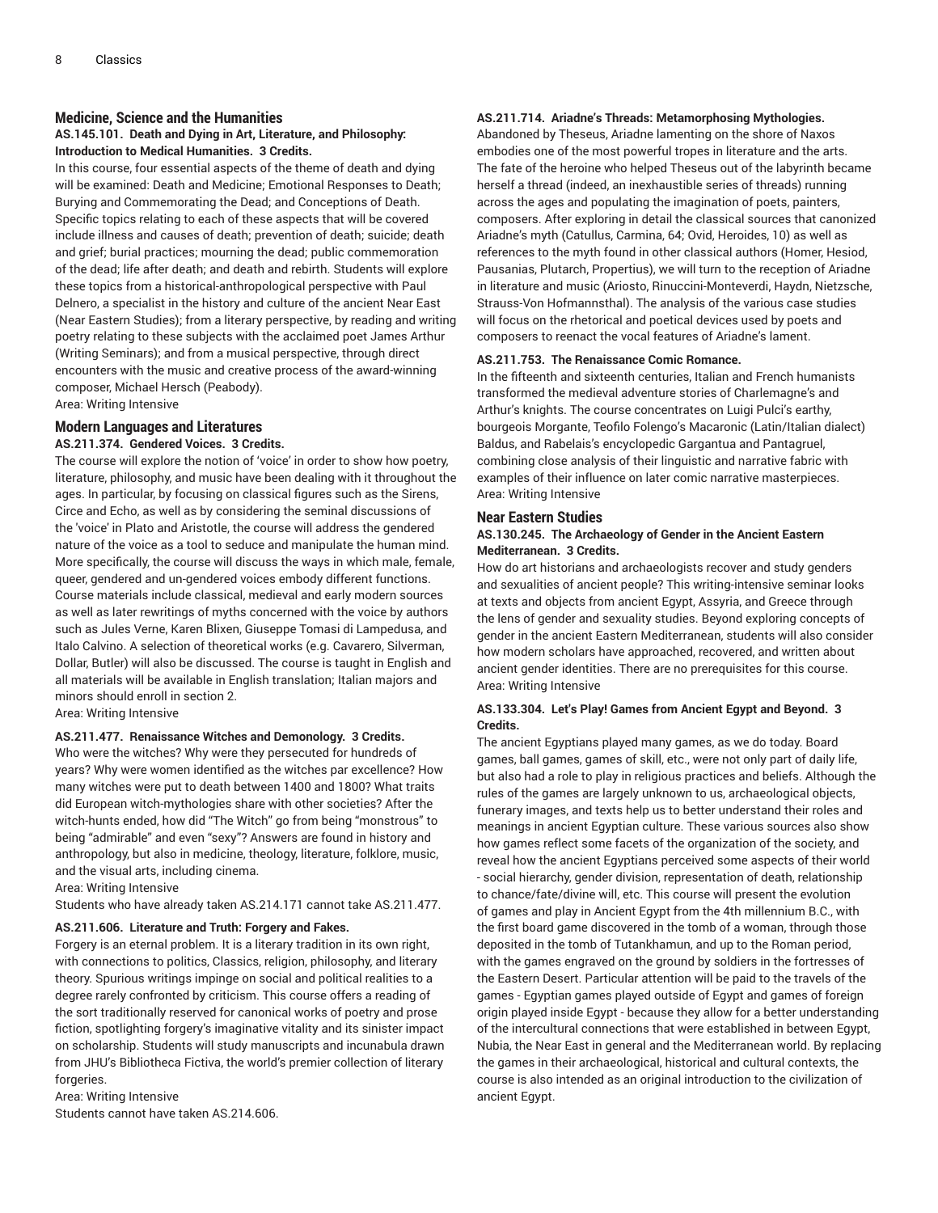## Medicine, Science and the Humanities

### AS.145.101. Death and Dying in Art, Literature, and Philosophy: Introduction to Medical Humanities. 3 Credits.

In this course, four essential aspects of the theme of death and dying will be examined: Death and Medicine; Emotional Responses to Death; Burying and Commemorating the Dead; and Conceptions of Death. Specific topics relating to each of these aspects that will be covered include illness and causes of death; prevention of death; suicide; death and grief; burial practices; mourning the dead; public commemoration of the dead; life after death; and death and rebirth. Students will explore these topics from a historical-anthropological perspective with Paul Delnero, a specialist in the history and culture of the ancient Near East (Near Eastern Studies); from a literary perspective, by reading and writing poetry relating to these subjects with the acclaimed poet James Arthur (Writing Seminars); and from a musical perspective, through direct encounters with the music and creative process of the award-winning composer, Michael Hersch (Peabody).
Area: Writing Intensive

## Modern Languages and Literatures

### AS.211.374. Gendered Voices. 3 Credits.

The course will explore the notion of 'voice' in order to show how poetry, literature, philosophy, and music have been dealing with it throughout the ages. In particular, by focusing on classical figures such as the Sirens, Circe and Echo, as well as by considering the seminal discussions of the 'voice' in Plato and Aristotle, the course will address the gendered nature of the voice as a tool to seduce and manipulate the human mind. More specifically, the course will discuss the ways in which male, female, queer, gendered and un-gendered voices embody different functions. Course materials include classical, medieval and early modern sources as well as later rewritings of myths concerned with the voice by authors such as Jules Verne, Karen Blixen, Giuseppe Tomasi di Lampedusa, and Italo Calvino. A selection of theoretical works (e.g. Cavarero, Silverman, Dollar, Butler) will also be discussed. The course is taught in English and all materials will be available in English translation; Italian majors and minors should enroll in section 2.
Area: Writing Intensive

### AS.211.477. Renaissance Witches and Demonology. 3 Credits.

Who were the witches? Why were they persecuted for hundreds of years? Why were women identified as the witches par excellence? How many witches were put to death between 1400 and 1800? What traits did European witch-mythologies share with other societies? After the witch-hunts ended, how did "The Witch" go from being "monstrous" to being "admirable" and even "sexy"? Answers are found in history and anthropology, but also in medicine, theology, literature, folklore, music, and the visual arts, including cinema.
Area: Writing Intensive
Students who have already taken AS.214.171 cannot take AS.211.477.

### AS.211.606. Literature and Truth: Forgery and Fakes.

Forgery is an eternal problem. It is a literary tradition in its own right, with connections to politics, Classics, religion, philosophy, and literary theory. Spurious writings impinge on social and political realities to a degree rarely confronted by criticism. This course offers a reading of the sort traditionally reserved for canonical works of poetry and prose fiction, spotlighting forgery's imaginative vitality and its sinister impact on scholarship. Students will study manuscripts and incunabula drawn from JHU's Bibliotheca Fictiva, the world's premier collection of literary forgeries.
Area: Writing Intensive
Students cannot have taken AS.214.606.

### AS.211.714. Ariadne's Threads: Metamorphosing Mythologies.

Abandoned by Theseus, Ariadne lamenting on the shore of Naxos embodies one of the most powerful tropes in literature and the arts. The fate of the heroine who helped Theseus out of the labyrinth became herself a thread (indeed, an inexhaustible series of threads) running across the ages and populating the imagination of poets, painters, composers. After exploring in detail the classical sources that canonized Ariadne's myth (Catullus, Carmina, 64; Ovid, Heroides, 10) as well as references to the myth found in other classical authors (Homer, Hesiod, Pausanias, Plutarch, Propertius), we will turn to the reception of Ariadne in literature and music (Ariosto, Rinuccini-Monteverdi, Haydn, Nietzsche, Strauss-Von Hofmannsthal). The analysis of the various case studies will focus on the rhetorical and poetical devices used by poets and composers to reenact the vocal features of Ariadne's lament.

### AS.211.753. The Renaissance Comic Romance.

In the fifteenth and sixteenth centuries, Italian and French humanists transformed the medieval adventure stories of Charlemagne's and Arthur's knights. The course concentrates on Luigi Pulci's earthy, bourgeois Morgante, Teofilo Folengo's Macaronic (Latin/Italian dialect) Baldus, and Rabelais's encyclopedic Gargantua and Pantagruel, combining close analysis of their linguistic and narrative fabric with examples of their influence on later comic narrative masterpieces.
Area: Writing Intensive

## Near Eastern Studies

### AS.130.245. The Archaeology of Gender in the Ancient Eastern Mediterranean. 3 Credits.

How do art historians and archaeologists recover and study genders and sexualities of ancient people? This writing-intensive seminar looks at texts and objects from ancient Egypt, Assyria, and Greece through the lens of gender and sexuality studies. Beyond exploring concepts of gender in the ancient Eastern Mediterranean, students will also consider how modern scholars have approached, recovered, and written about ancient gender identities. There are no prerequisites for this course.
Area: Writing Intensive

### AS.133.304. Let's Play! Games from Ancient Egypt and Beyond. 3 Credits.

The ancient Egyptians played many games, as we do today. Board games, ball games, games of skill, etc., were not only part of daily life, but also had a role to play in religious practices and beliefs. Although the rules of the games are largely unknown to us, archaeological objects, funerary images, and texts help us to better understand their roles and meanings in ancient Egyptian culture. These various sources also show how games reflect some facets of the organization of the society, and reveal how the ancient Egyptians perceived some aspects of their world - social hierarchy, gender division, representation of death, relationship to chance/fate/divine will, etc. This course will present the evolution of games and play in Ancient Egypt from the 4th millennium B.C., with the first board game discovered in the tomb of a woman, through those deposited in the tomb of Tutankhamun, and up to the Roman period, with the games engraved on the ground by soldiers in the fortresses of the Eastern Desert. Particular attention will be paid to the travels of the games - Egyptian games played outside of Egypt and games of foreign origin played inside Egypt - because they allow for a better understanding of the intercultural connections that were established in between Egypt, Nubia, the Near East in general and the Mediterranean world. By replacing the games in their archaeological, historical and cultural contexts, the course is also intended as an original introduction to the civilization of ancient Egypt.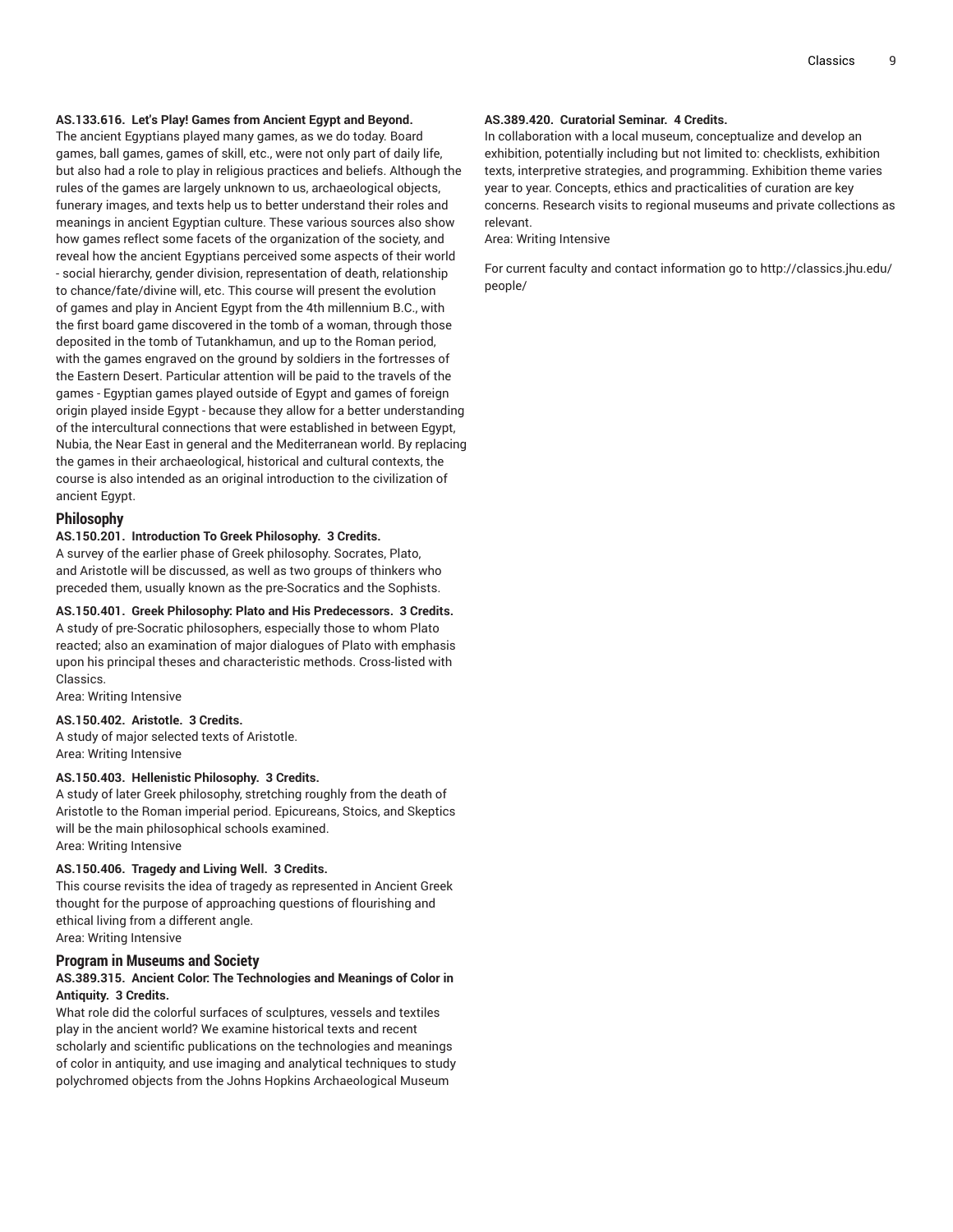**AS.133.616. Let's Play! Games from Ancient Egypt and Beyond.**
The ancient Egyptians played many games, as we do today. Board games, ball games, games of skill, etc., were not only part of daily life, but also had a role to play in religious practices and beliefs. Although the rules of the games are largely unknown to us, archaeological objects, funerary images, and texts help us to better understand their roles and meanings in ancient Egyptian culture. These various sources also show how games reflect some facets of the organization of the society, and reveal how the ancient Egyptians perceived some aspects of their world - social hierarchy, gender division, representation of death, relationship to chance/fate/divine will, etc. This course will present the evolution of games and play in Ancient Egypt from the 4th millennium B.C., with the first board game discovered in the tomb of a woman, through those deposited in the tomb of Tutankhamun, and up to the Roman period, with the games engraved on the ground by soldiers in the fortresses of the Eastern Desert. Particular attention will be paid to the travels of the games - Egyptian games played outside of Egypt and games of foreign origin played inside Egypt - because they allow for a better understanding of the intercultural connections that were established in between Egypt, Nubia, the Near East in general and the Mediterranean world. By replacing the games in their archaeological, historical and cultural contexts, the course is also intended as an original introduction to the civilization of ancient Egypt.

## Philosophy

**AS.150.201. Introduction To Greek Philosophy. 3 Credits.**
A survey of the earlier phase of Greek philosophy. Socrates, Plato, and Aristotle will be discussed, as well as two groups of thinkers who preceded them, usually known as the pre-Socratics and the Sophists.

**AS.150.401. Greek Philosophy: Plato and His Predecessors. 3 Credits.**
A study of pre-Socratic philosophers, especially those to whom Plato reacted; also an examination of major dialogues of Plato with emphasis upon his principal theses and characteristic methods. Cross-listed with Classics.
Area: Writing Intensive

**AS.150.402. Aristotle. 3 Credits.**
A study of major selected texts of Aristotle.
Area: Writing Intensive

**AS.150.403. Hellenistic Philosophy. 3 Credits.**
A study of later Greek philosophy, stretching roughly from the death of Aristotle to the Roman imperial period. Epicureans, Stoics, and Skeptics will be the main philosophical schools examined.
Area: Writing Intensive

**AS.150.406. Tragedy and Living Well. 3 Credits.**
This course revisits the idea of tragedy as represented in Ancient Greek thought for the purpose of approaching questions of flourishing and ethical living from a different angle.
Area: Writing Intensive

## Program in Museums and Society

**AS.389.315. Ancient Color: The Technologies and Meanings of Color in Antiquity. 3 Credits.**
What role did the colorful surfaces of sculptures, vessels and textiles play in the ancient world? We examine historical texts and recent scholarly and scientific publications on the technologies and meanings of color in antiquity, and use imaging and analytical techniques to study polychromed objects from the Johns Hopkins Archaeological Museum

**AS.389.420. Curatorial Seminar. 4 Credits.**
In collaboration with a local museum, conceptualize and develop an exhibition, potentially including but not limited to: checklists, exhibition texts, interpretive strategies, and programming. Exhibition theme varies year to year. Concepts, ethics and practicalities of curation are key concerns. Research visits to regional museums and private collections as relevant.
Area: Writing Intensive

For current faculty and contact information go to http://classics.jhu.edu/people/